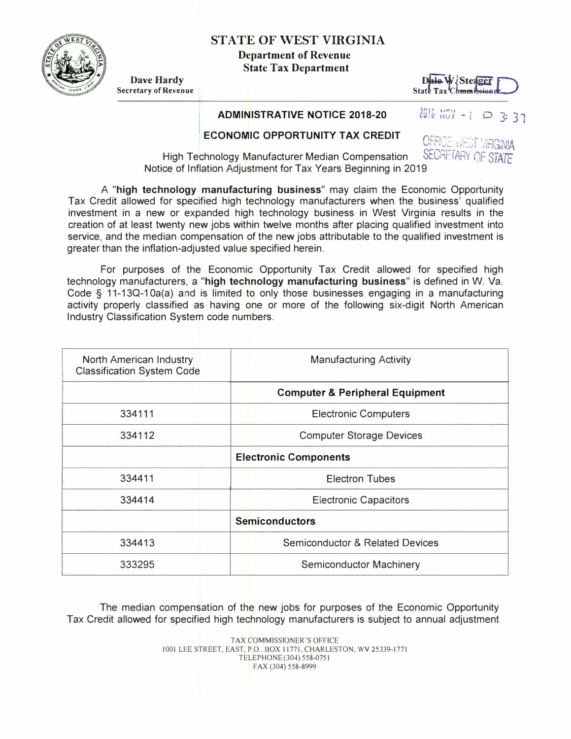# STATE OF WEST VIRGINIA

## Department of Revenue
## State Tax Department

Dave Hardy
Secretary of Revenue

Dale W. Steager
State Tax Commissioner

FILED

2018 NOV -1 P 3:37

OFFICE WEST VIRGINIA
SECRETARY OF STATE

## ADMINISTRATIVE NOTICE 2018-20

## ECONOMIC OPPORTUNITY TAX CREDIT

High Technology Manufacturer Median Compensation
Notice of Inflation Adjustment for Tax Years Beginning in 2019

A "**high technology manufacturing business**" may claim the Economic Opportunity Tax Credit allowed for specified high technology manufacturers when the business' qualified investment in a new or expanded high technology business in West Virginia results in the creation of at least twenty new jobs within twelve months after placing qualified investment into service, and the median compensation of the new jobs attributable to the qualified investment is greater than the inflation-adjusted value specified herein.

For purposes of the Economic Opportunity Tax Credit allowed for specified high technology manufacturers, a "**high technology manufacturing business**" is defined in W. Va. Code § 11-13Q-10a(a) and is limited to only those businesses engaging in a manufacturing activity properly classified as having one or more of the following six-digit North American Industry Classification System code numbers.

| North American Industry Classification System Code | Manufacturing Activity |
|---|---|
| | **Computer & Peripheral Equipment** |
| 334111 | Electronic Computers |
| 334112 | Computer Storage Devices |
| | **Electronic Components** |
| 334411 | Electron Tubes |
| 334414 | Electronic Capacitors |
| | **Semiconductors** |
| 334413 | Semiconductor & Related Devices |
| 333295 | Semiconductor Machinery |

The median compensation of the new jobs for purposes of the Economic Opportunity Tax Credit allowed for specified high technology manufacturers is subject to annual adjustment

TAX COMMISSIONER'S OFFICE
1001 LEE STREET, EAST, P.O. BOX 11771, CHARLESTON, WV 25339-1771
TELEPHONE (304) 558-0751
FAX (304) 558-8999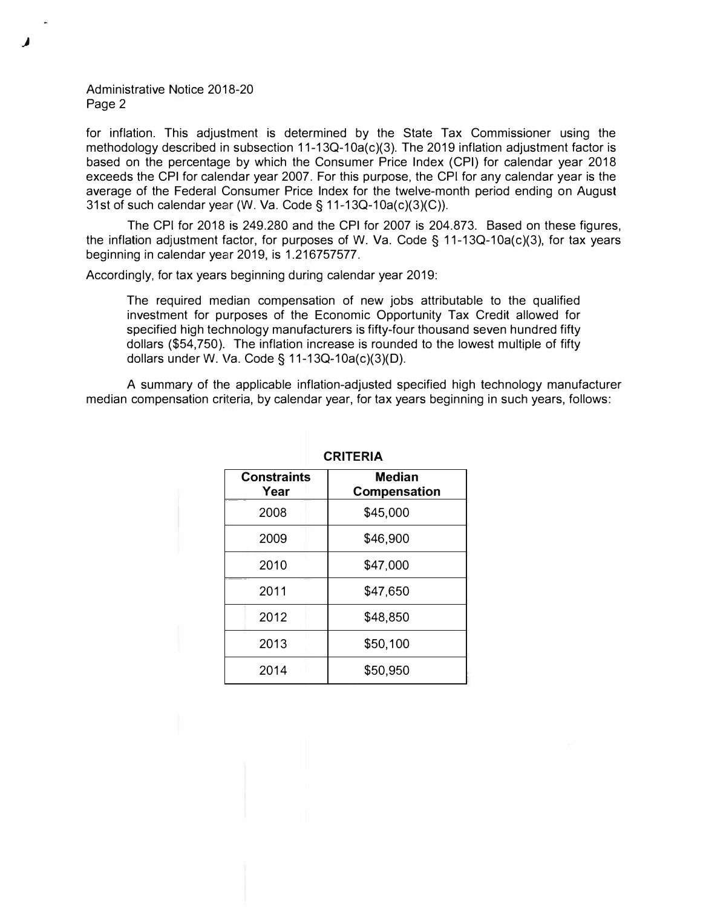for inflation. This adjustment is determined by the State Tax Commissioner using the methodology described in subsection 11-13Q-10a(c)(3). The 2019 inflation adjustment factor is based on the percentage by which the Consumer Price Index (CPI) for calendar year 2018 exceeds the CPI for calendar year 2007. For this purpose, the CPI for any calendar year is the average of the Federal Consumer Price Index for the twelve-month period ending on August 31st of such calendar year (W. Va. Code § 11-13Q-10a(c)(3)(C)).

The CPI for 2018 is 249.280 and the CPI for 2007 is 204.873. Based on these figures, the inflation adjustment factor, for purposes of W. Va. Code § 11-13Q-10a(c)(3), for tax years beginning in calendar year 2019, is 1.216757577.

Accordingly, for tax years beginning during calendar year 2019:

> The required median compensation of new jobs attributable to the qualified investment for purposes of the Economic Opportunity Tax Credit allowed for specified high technology manufacturers is fifty-four thousand seven hundred fifty dollars ($54,750). The inflation increase is rounded to the lowest multiple of fifty dollars under W. Va. Code § 11-13Q-10a(c)(3)(D).

A summary of the applicable inflation-adjusted specified high technology manufacturer median compensation criteria, by calendar year, for tax years beginning in such years, follows:

**CRITERIA**

| Constraints Year | Median Compensation |
|---|---|
| 2008 | $45,000 |
| 2009 | $46,900 |
| 2010 | $47,000 |
| 2011 | $47,650 |
| 2012 | $48,850 |
| 2013 | $50,100 |
| 2014 | $50,950 |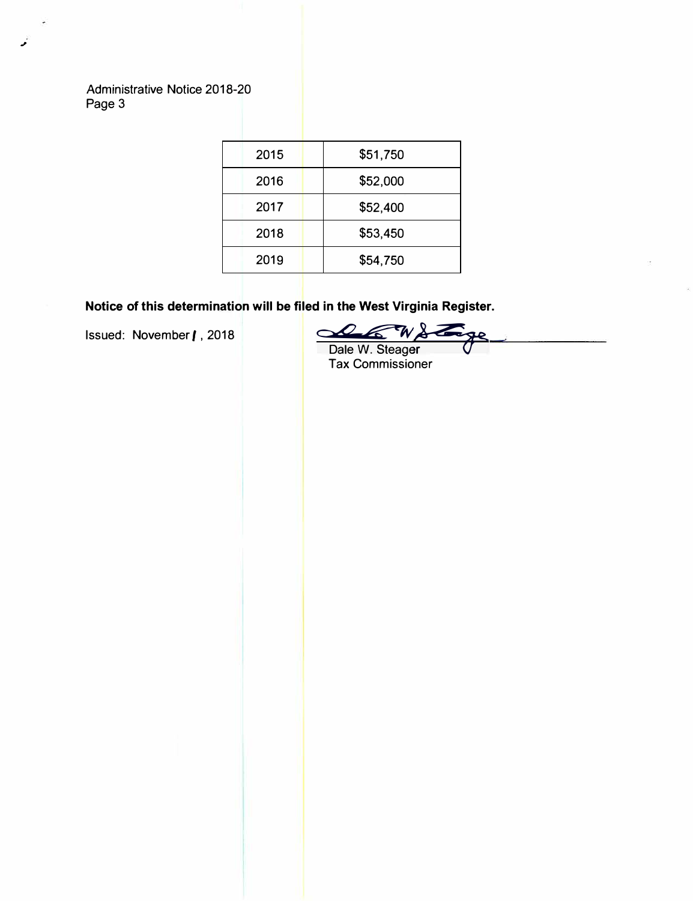| | |
|---|---|
| 2015 | $51,750 |
| 2016 | $52,000 |
| 2017 | $52,400 |
| 2018 | $53,450 |
| 2019 | $54,750 |

**Notice of this determination will be filed in the West Virginia Register.**

Issued: November 1, 2018

Dale W. Steager
Tax Commissioner